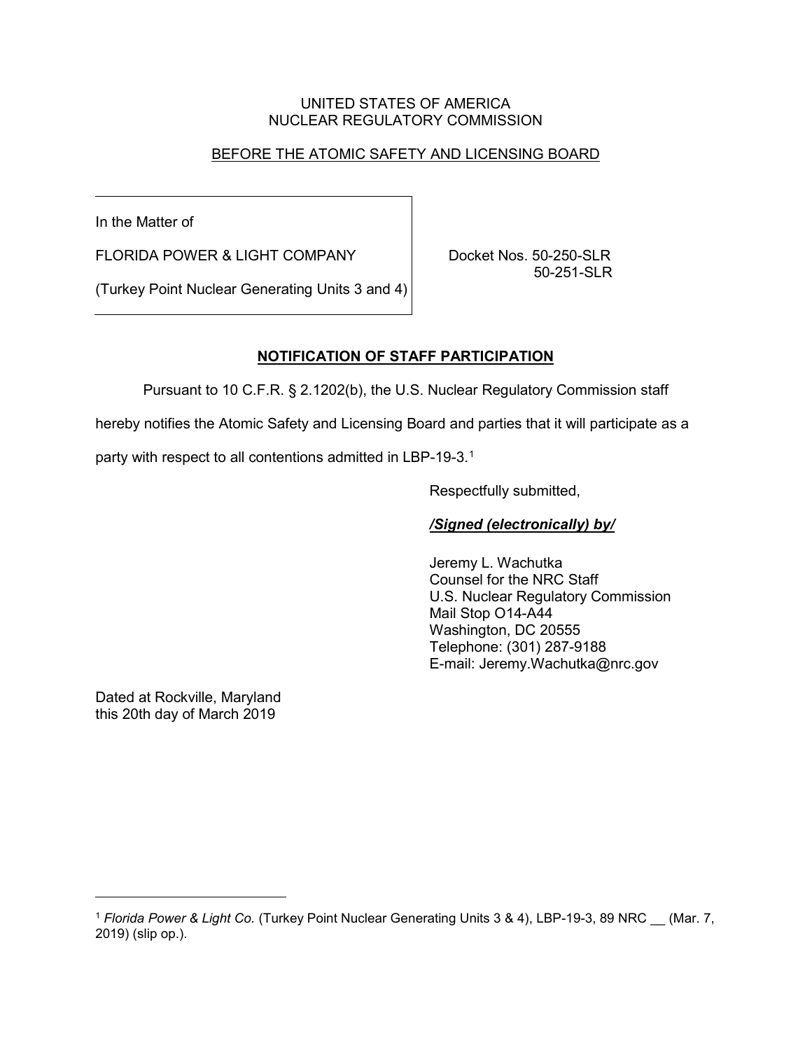UNITED STATES OF AMERICA
NUCLEAR REGULATORY COMMISSION

BEFORE THE ATOMIC SAFETY AND LICENSING BOARD

In the Matter of

FLORIDA POWER & LIGHT COMPANY

(Turkey Point Nuclear Generating Units 3 and 4)

Docket Nos. 50-250-SLR
50-251-SLR

## NOTIFICATION OF STAFF PARTICIPATION

Pursuant to 10 C.F.R. § 2.1202(b), the U.S. Nuclear Regulatory Commission staff hereby notifies the Atomic Safety and Licensing Board and parties that it will participate as a party with respect to all contentions admitted in LBP-19-3.[1]

Respectfully submitted,

***/Signed (electronically) by/***

Jeremy L. Wachutka
Counsel for the NRC Staff
U.S. Nuclear Regulatory Commission
Mail Stop O14-A44
Washington, DC 20555
Telephone: (301) 287-9188
E-mail: Jeremy.Wachutka@nrc.gov

Dated at Rockville, Maryland
this 20th day of March 2019

---

[1] *Florida Power & Light Co.* (Turkey Point Nuclear Generating Units 3 & 4), LBP-19-3, 89 NRC __ (Mar. 7, 2019) (slip op.).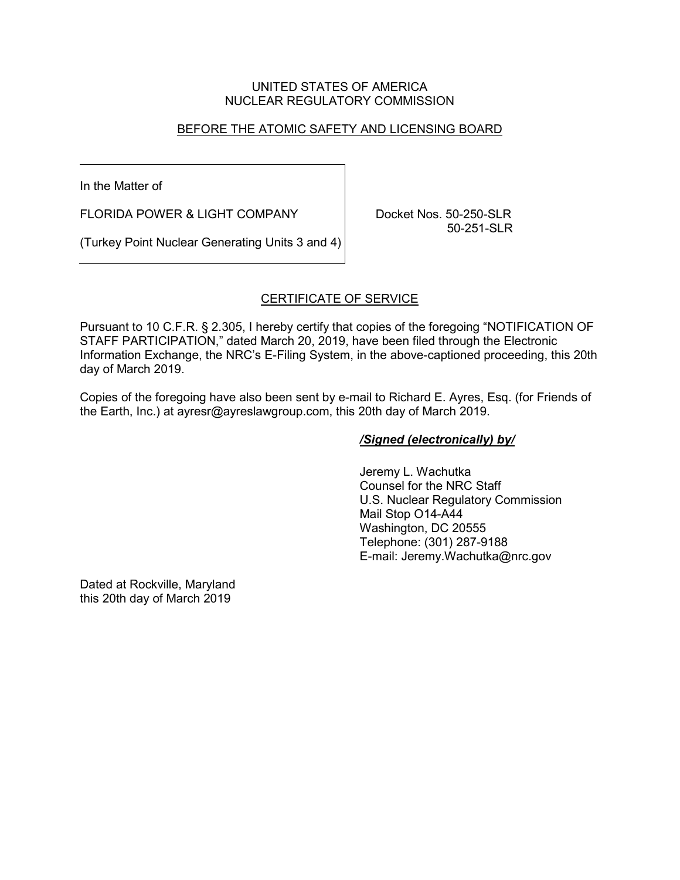UNITED STATES OF AMERICA
NUCLEAR REGULATORY COMMISSION

BEFORE THE ATOMIC SAFETY AND LICENSING BOARD

| | |
|---|---|
| In the Matter of<br><br>FLORIDA POWER & LIGHT COMPANY<br><br>(Turkey Point Nuclear Generating Units 3 and 4) | Docket Nos. 50-250-SLR<br>50-251-SLR |

CERTIFICATE OF SERVICE

Pursuant to 10 C.F.R. § 2.305, I hereby certify that copies of the foregoing "NOTIFICATION OF STAFF PARTICIPATION," dated March 20, 2019, have been filed through the Electronic Information Exchange, the NRC's E-Filing System, in the above-captioned proceeding, this 20th day of March 2019.

Copies of the foregoing have also been sent by e-mail to Richard E. Ayres, Esq. (for Friends of the Earth, Inc.) at ayresr@ayreslawgroup.com, this 20th day of March 2019.

***/Signed (electronically) by/***

Jeremy L. Wachutka
Counsel for the NRC Staff
U.S. Nuclear Regulatory Commission
Mail Stop O14-A44
Washington, DC 20555
Telephone: (301) 287-9188
E-mail: Jeremy.Wachutka@nrc.gov

Dated at Rockville, Maryland
this 20th day of March 2019